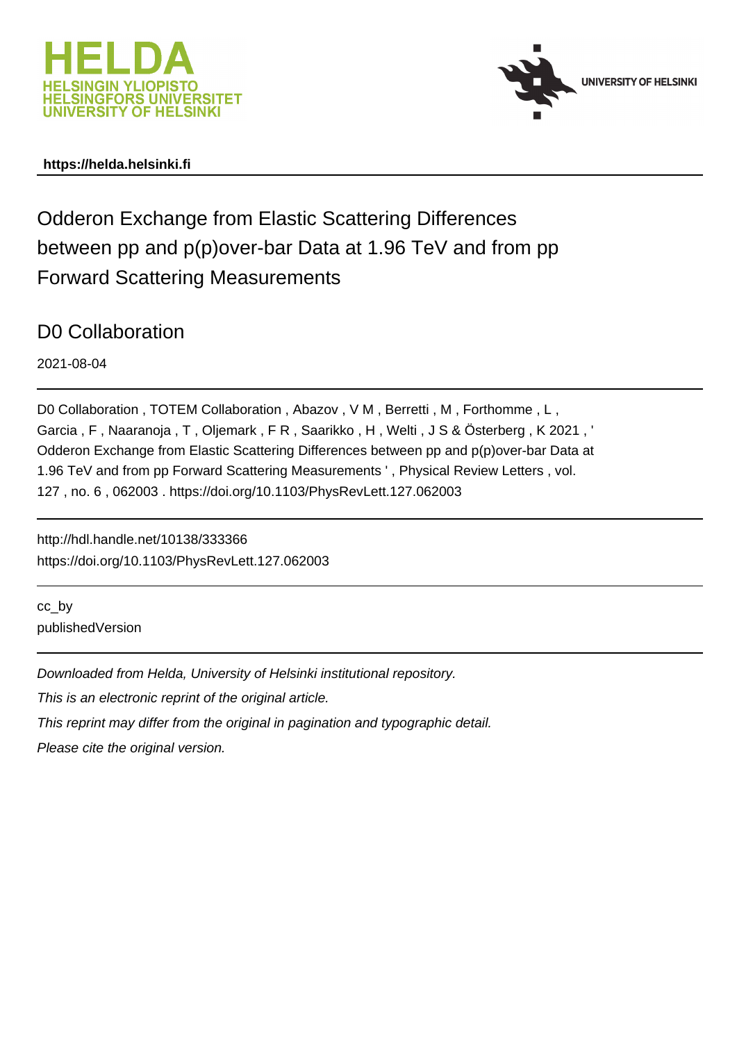https://helda.helsinki.fi

# Odderon Exchange from Elastic Scattering Differences between pp and p(p)over-bar Data at 1.96 TeV and from pp Forward Scattering Measurements

D0 Collaboration

2021-08-04

D0 Collaboration , TOTEM Collaboration , Abazov , V M , Berretti , M , Forthomme , L , Garcia , F , Naaranoja , T , Oljemark , F R , Saarikko , H , Welti , J S & Österberg , K 2021 , ' Odderon Exchange from Elastic Scattering Differences between pp and p(p)over-bar Data at 1.96 TeV and from pp Forward Scattering Measurements ' , Physical Review Letters , vol. 127 , no. 6 , 062003 . https://doi.org/10.1103/PhysRevLett.127.062003

http://hdl.handle.net/10138/333366
https://doi.org/10.1103/PhysRevLett.127.062003

cc_by
publishedVersion

*Downloaded from Helda, University of Helsinki institutional repository.*
*This is an electronic reprint of the original article.*
*This reprint may differ from the original in pagination and typographic detail.*
*Please cite the original version.*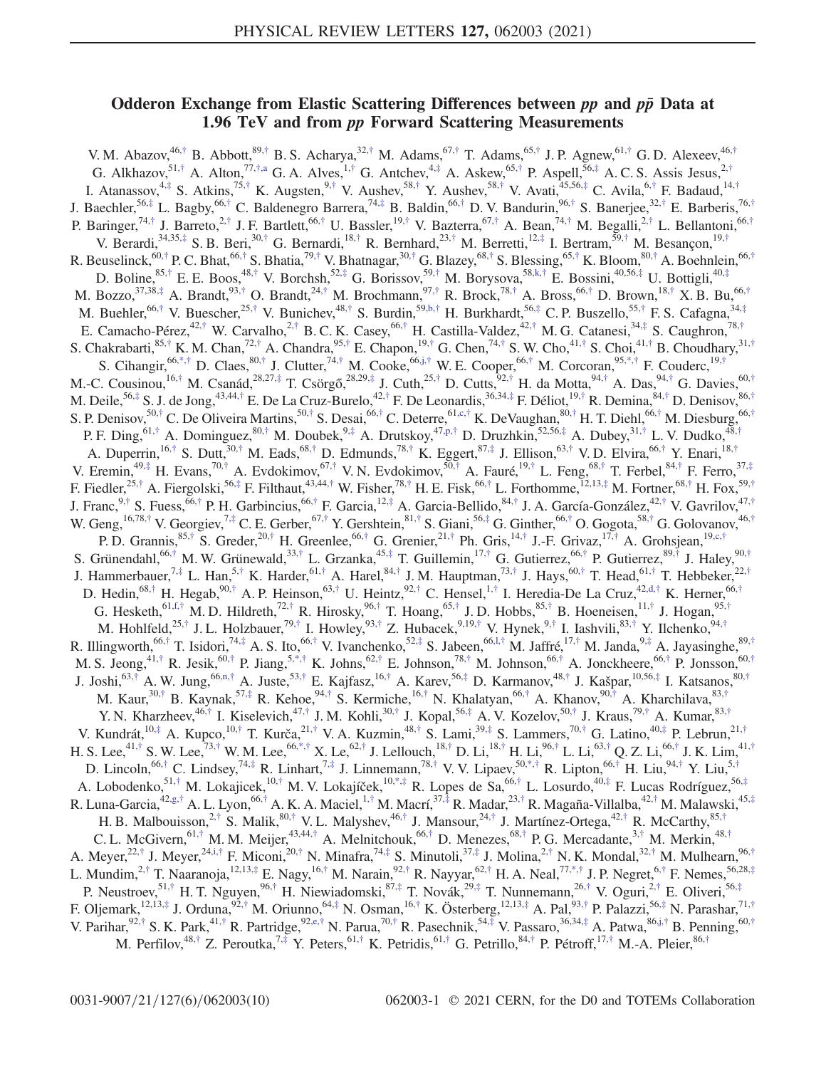# Odderon Exchange from Elastic Scattering Differences between $pp$ and $p\bar{p}$ Data at 1.96 TeV and from $pp$ Forward Scattering Measurements

V. M. Abazov,[46,†] B. Abbott,[89,†] B. S. Acharya,[32,†] M. Adams,[67,†] T. Adams,[65,†] J. P. Agnew,[61,†] G. D. Alexeev,[46,†] G. Alkhazov,[51,†] A. Alton,[77,†,a] G. A. Alves,[1,†] G. Antchev,[4,‡] A. Askew,[65,†] P. Aspell,[56,‡] A. C. S. Assis Jesus,[2,†] I. Atanassov,[4,‡] S. Atkins,[75,†] K. Augsten,[9,†] V. Aushev,[58,†] Y. Aushev,[58,†] V. Avati,[45,56,‡] C. Avila,[6,†] F. Badaud,[14,†] J. Baechler,[56,‡] L. Bagby,[66,†] C. Baldenegro Barrera,[74,‡] B. Baldin,[66,†] D. V. Bandurin,[96,†] S. Banerjee,[32,†] E. Barberis,[76,†] P. Baringer,[74,†] J. Barreto,[2,†] J. F. Bartlett,[66,†] U. Bassler,[19,†] V. Bazterra,[67,†] A. Bean,[74,†] M. Begalli,[2,†] L. Bellantoni,[66,†] V. Berardi,[34,35,‡] S. B. Beri,[30,†] G. Bernardi,[18,†] R. Bernhard,[23,†] M. Berretti,[12,‡] I. Bertram,[59,†] M. Besançon,[19,†] R. Beuselinck,[60,†] P. C. Bhat,[66,†] S. Bhatia,[79,†] V. Bhatnagar,[30,†] G. Blazey,[68,†] S. Blessing,[65,†] K. Bloom,[80,†] A. Boehnlein,[66,†] D. Boline,[85,†] E. E. Boos,[48,†] V. Borchsh,[52,‡] G. Borissov,[59,†] M. Borysova,[58,k,†] E. Bossini,[40,56,‡] U. Bottigli,[40,‡] M. Bozzo,[37,38,‡] A. Brandt,[93,†] O. Brandt,[24,†] M. Brochmann,[97,†] R. Brock,[78,†] A. Bross,[66,†] D. Brown,[18,†] X. B. Bu,[66,†] M. Buehler,[66,†] V. Buescher,[25,†] V. Bunichev,[48,†] S. Burdin,[59,b,†] H. Burkhardt,[56,‡] C. P. Buszello,[55,†] F. S. Cafagna,[34,‡] E. Camacho-Pérez,[42,†] W. Carvalho,[2,†] B. C. K. Casey,[66,†] H. Castilla-Valdez,[42,†] M. G. Catanesi,[34,‡] S. Caughron,[78,†] S. Chakrabarti,[85,†] K. M. Chan,[72,†] A. Chandra,[95,†] E. Chapon,[19,†] G. Chen,[74,†] S. W. Cho,[41,†] S. Choi,[41,†] B. Choudhary,[31,†] S. Cihangir,[66,*,†] D. Claes,[80,†] J. Clutter,[74,†] M. Cooke,[66,j,†] W. E. Cooper,[66,†] M. Corcoran,[95,*,†] F. Couderc,[19,†] M.-C. Cousinou,[16,†] M. Csanád,[28,27,‡] T. Csörgő,[28,29,‡] J. Cuth,[25,†] D. Cutts,[92,†] H. da Motta,[94,†] A. Das,[94,†] G. Davies,[60,†] M. Deile,[56,‡] S. J. de Jong,[43,44,†] E. De La Cruz-Burelo,[42,†] F. De Leonardis,[36,34,‡] F. Déliot,[19,†] R. Demina,[84,†] D. Denisov,[86,†] S. P. Denisov,[50,†] C. De Oliveira Martins,[50,†] S. Desai,[66,†] C. Deterre,[61,c,†] K. DeVaughan,[80,†] H. T. Diehl,[66,†] M. Diesburg,[66,†] P. F. Ding,[61,†] A. Dominguez,[80,†] M. Doubek,[9,‡] A. Drutskoy,[47,p,†] D. Druzhkin,[52,56,‡] A. Dubey,[31,†] L. V. Dudko,[48,†] A. Duperrin,[16,†] S. Dutt,[30,†] M. Eads,[68,†] D. Edmunds,[78,†] K. Eggert,[87,‡] J. Ellison,[63,†] V. D. Elvira,[66,†] Y. Enari,[18,†] V. Eremin,[49,‡] H. Evans,[70,†] A. Evdokimov,[67,†] V. N. Evdokimov,[50,†] A. Fauré,[19,†] L. Feng,[68,†] T. Ferbel,[84,†] F. Ferro,[37,‡] F. Fiedler,[25,†] A. Fiergolski,[56,‡] F. Filthaut,[43,44,†] W. Fisher,[78,†] H. E. Fisk,[66,†] L. Forthomme,[12,13,‡] M. Fortner,[68,†] H. Fox,[59,†] J. Franc,[9,†] S. Fuess,[66,†] P. H. Garbincius,[66,†] F. Garcia,[12,‡] A. Garcia-Bellido,[84,†] J. A. García-González,[42,†] V. Gavrilov,[47,†] W. Geng,[16,78,†] V. Georgiev,[7,‡] C. E. Gerber,[67,†] Y. Gershtein,[81,†] S. Giani,[56,‡] G. Ginther,[66,†] O. Gogota,[58,†] G. Golovanov,[46,†] P. D. Grannis,[85,†] S. Greder,[20,†] H. Greenlee,[66,†] G. Grenier,[21,†] Ph. Gris,[14,†] J.-F. Grivaz,[17,†] A. Grohsjean,[19,c,†] S. Grünendahl,[66,†] M. W. Grünewald,[33,†] L. Grzanka,[45,‡] T. Guillemin,[17,†] G. Gutierrez,[66,†] P. Gutierrez,[89,†] J. Haley,[90,†] J. Hammerbauer,[7,‡] L. Han,[5,†] K. Harder,[61,†] A. Harel,[84,†] J. M. Hauptman,[73,†] J. Hays,[60,†] T. Head,[61,†] T. Hebbeker,[22,†] D. Hedin,[68,†] H. Hegab,[90,†] A. P. Heinson,[63,†] U. Heintz,[92,†] C. Hensel,[1,†] I. Heredia-De La Cruz,[42,d,†] K. Herner,[66,†] G. Hesketh,[61,f,†] M. D. Hildreth,[72,†] R. Hirosky,[96,†] T. Hoang,[65,†] J. D. Hobbs,[85,†] B. Hoeneisen,[11,†] J. Hogan,[95,†] M. Hohlfeld,[25,†] J. L. Holzbauer,[79,†] I. Howley,[93,†] Z. Hubacek,[9,19,†] V. Hynek,[9,†] I. Iashvili,[83,†] Y. Ilchenko,[94,†] R. Illingworth,[66,†] T. Isidori,[74,‡] A. S. Ito,[66,†] V. Ivanchenko,[52,‡] S. Jabeen,[66,l,†] M. Jaffré,[17,†] M. Janda,[9,‡] A. Jayasinghe,[89,†] M. S. Jeong,[41,†] R. Jesik,[60,†] P. Jiang,[5,*,†] K. Johns,[62,†] E. Johnson,[78,†] M. Johnson,[66,†] A. Jonckheere,[66,†] P. Jonsson,[60,†] J. Joshi,[63,†] A. W. Jung,[66,n,†] A. Juste,[53,†] E. Kajfasz,[16,†] A. Karev,[56,‡] D. Karmanov,[48,†] J. Kašpar,[10,56,‡] I. Katsanos,[80,†] M. Kaur,[30,†] B. Kaynak,[57,‡] R. Kehoe,[94,†] S. Kermiche,[16,†] N. Khalatyan,[66,†] A. Khanov,[90,†] A. Kharchilava,[83,†] Y. N. Kharzheev,[46,†] I. Kiselevich,[47,†] J. M. Kohli,[30,†] J. Kopal,[56,‡] A. V. Kozelov,[50,†] J. Kraus,[79,†] A. Kumar,[83,†] V. Kundrát,[10,‡] A. Kupco,[10,†] T. Kurča,[21,†] V. A. Kuzmin,[48,†] S. Lami,[39,‡] S. Lammers,[70,†] G. Latino,[40,‡] P. Lebrun,[21,†] H. S. Lee,[41,†] S. W. Lee,[73,†] W. M. Lee,[66,*,†] X. Le,[62,†] J. Lellouch,[18,†] D. Li,[18,†] H. Li,[96,†] L. Li,[63,†] Q. Z. Li,[66,†] J. K. Lim,[41,†] D. Lincoln,[66,†] C. Lindsey,[74,‡] R. Linhart,[7,‡] J. Linnemann,[78,†] V. V. Lipaev,[50,*,†] R. Lipton,[66,†] H. Liu,[94,†] Y. Liu,[5,†] A. Lobodenko,[51,†] M. Lokajicek,[10,†] M. V. Lokajíček,[10,*,‡] R. Lopes de Sa,[66,†] L. Losurdo,[40,‡] F. Lucas Rodríguez,[56,‡] R. Luna-Garcia,[42,g,†] A. L. Lyon,[66,†] A. K. A. Maciel,[1,†] M. Macrí,[37,‡] R. Madar,[23,†] R. Magaña-Villalba,[42,†] M. Malawski,[45,‡] H. B. Malbouisson,[2,†] S. Malik,[80,†] V. L. Malyshev,[46,†] J. Mansour,[24,†] J. Martínez-Ortega,[42,†] R. McCarthy,[85,†] C. L. McGivern,[61,†] M. M. Meijer,[43,44,†] A. Melnitchouk,[66,†] D. Menezes,[68,†] P. G. Mercadante,[3,†] M. Merkin,[48,†] A. Meyer,[22,†] J. Meyer,[24,i,†] F. Miconi,[20,†] N. Minafra,[74,‡] S. Minutoli,[37,‡] J. Molina,[2,†] N. K. Mondal,[32,†] M. Mulhearn,[96,†] L. Mundim,[2,†] T. Naaranoja,[12,13,‡] E. Nagy,[16,†] M. Narain,[92,†] R. Nayyar,[62,†] H. A. Neal,[77,*,†] J. P. Negret,[6,†] F. Nemes,[56,28,‡] P. Neustroev,[51,†] H. T. Nguyen,[96,†] H. Niewiadomski,[87,‡] T. Novák,[29,‡] T. Nunnemann,[26,†] V. Oguri,[2,†] E. Oliveri,[56,‡] F. Oljemark,[12,13,‡] J. Orduna,[92,†] M. Oriunno,[64,‡] N. Osman,[16,†] K. Österberg,[12,13,‡] A. Pal,[93,†] P. Palazzi,[56,‡] N. Parashar,[71,†] V. Parihar,[92,†] S. K. Park,[41,†] R. Partridge,[92,e,†] N. Parua,[70,†] R. Pasechnik,[54,‡] V. Passaro,[36,34,‡] A. Patwa,[86,j,†] B. Penning,[60,†] M. Perfilov,[48,†] Z. Peroutka,[7,‡] Y. Peters,[61,†] K. Petridis,[61,†] G. Petrillo,[84,†] P. Pétroff,[17,†] M.-A. Pleier,[86,†]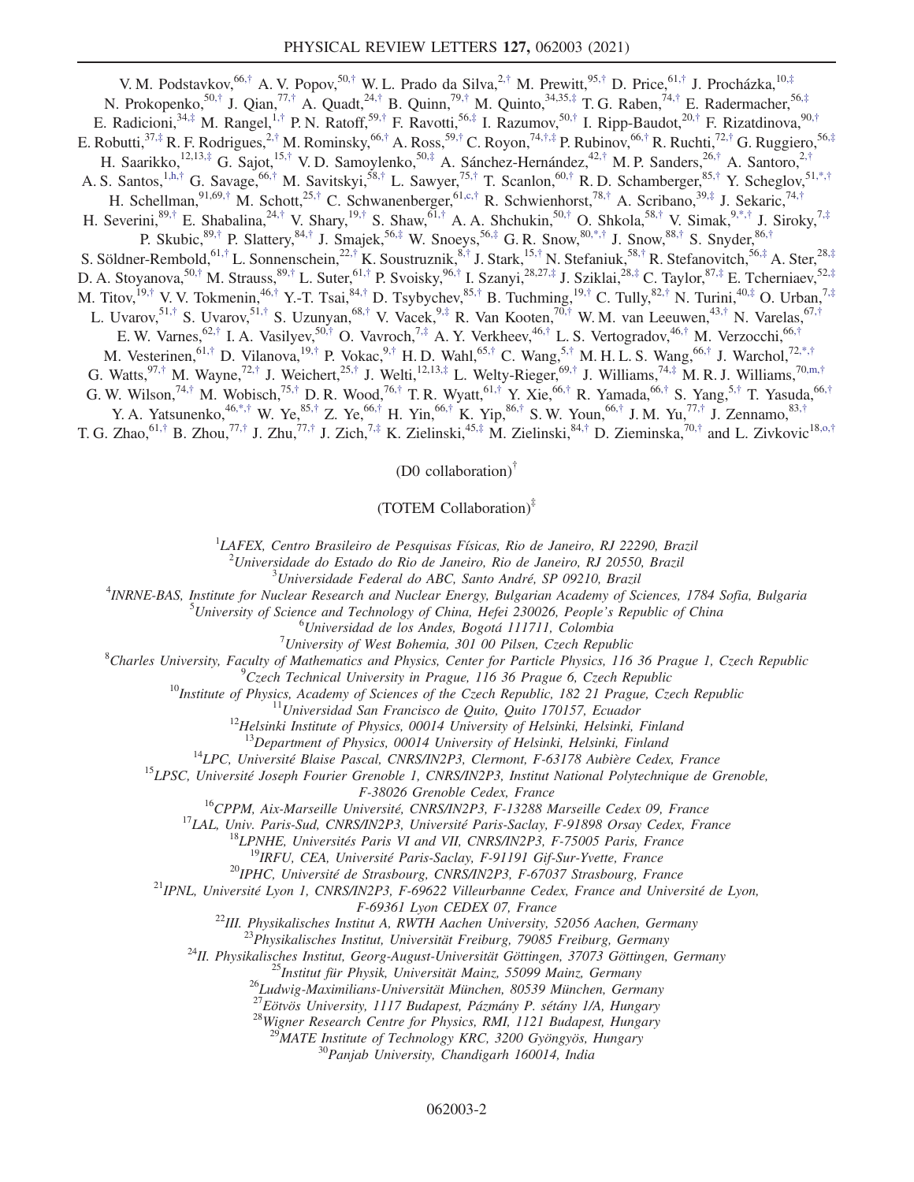V. M. Podstavkov,[66,†] A. V. Popov,[50,†] W. L. Prado da Silva,[2,†] M. Prewitt,[95,†] D. Price,[61,†] J. Procházka,[10,‡] N. Prokopenko,[50,†] J. Qian,[77,†] A. Quadt,[24,†] B. Quinn,[79,†] M. Quinto,[34,35,‡] T. G. Raben,[74,†] E. Radermacher,[56,‡] E. Radicioni,[34,‡] M. Rangel,[1,†] P. N. Ratoff,[59,†] F. Ravotti,[56,‡] I. Razumov,[50,†] I. Ripp-Baudot,[20,†] F. Rizatdinova,[90,†] E. Robutti,[37,‡] R. F. Rodrigues,[2,†] M. Rominsky,[66,†] A. Ross,[59,†] C. Royon,[74,†,‡] P. Rubinov,[66,†] R. Ruchti,[72,†] G. Ruggiero,[56,‡] H. Saarikko,[12,13,‡] G. Sajot,[15,†] V. D. Samoylenko,[50,‡] A. Sánchez-Hernández,[42,†] M. P. Sanders,[26,†] A. Santoro,[2,†] A. S. Santos,[1,h,†] G. Savage,[66,†] M. Savitskyi,[58,†] L. Sawyer,[75,†] T. Scanlon,[60,†] R. D. Schamberger,[85,†] Y. Scheglov,[51,*,†] H. Schellman,[91,69,†] M. Schott,[25,†] C. Schwanenberger,[61,c,†] R. Schwienhorst,[78,†] A. Scribano,[39,‡] J. Sekaric,[74,†] H. Severini,[89,†] E. Shabalina,[24,†] V. Shary,[19,†] S. Shaw,[61,†] A. A. Shchukin,[50,†] O. Shkola,[58,†] V. Simak,[9,*,†] J. Siroky,[7,‡] P. Skubic,[89,†] P. Slattery,[84,†] J. Smajek,[56,‡] W. Snoeys,[56,‡] G. R. Snow,[80,*,†] J. Snow,[88,†] S. Snyder,[86,†] S. Söldner-Rembold,[61,†] L. Sonnenschein,[22,†] K. Soustruznik,[8,†] J. Stark,[15,†] N. Stefaniuk,[58,†] R. Stefanovitch,[56,‡] A. Ster,[28,‡] D. A. Stoyanova,[50,†] M. Strauss,[89,†] L. Suter,[61,†] P. Svoisky,[96,†] I. Szanyi,[28,27,‡] J. Sziklai,[28,‡] C. Taylor,[87,‡] E. Tcherniaev,[52,‡] M. Titov,[19,†] V. V. Tokmenin,[46,†] Y.-T. Tsai,[84,†] D. Tsybychev,[85,†] B. Tuchming,[19,†] C. Tully,[82,†] N. Turini,[40,‡] O. Urban,[7,‡] L. Uvarov,[51,†] S. Uvarov,[51,†] S. Uzunyan,[68,†] V. Vacek,[9,‡] R. Van Kooten,[70,†] W. M. van Leeuwen,[43,†] N. Varelas,[67,†] E. W. Varnes,[62,†] I. A. Vasilyev,[50,†] O. Vavroch,[7,‡] A. Y. Verkheev,[46,†] L. S. Vertogradov,[46,†] M. Verzocchi,[66,†] M. Vesterinen,[61,†] D. Vilanova,[19,†] P. Vokac,[9,†] H. D. Wahl,[65,†] C. Wang,[5,†] M. H. L. S. Wang,[66,†] J. Warchol,[72,*,†] G. Watts,[97,†] M. Wayne,[72,†] J. Weichert,[25,†] J. Welti,[12,13,‡] L. Welty-Rieger,[69,†] J. Williams,[74,‡] M. R. J. Williams,[70,m,†] G. W. Wilson,[74,†] M. Wobisch,[75,†] D. R. Wood,[76,†] T. R. Wyatt,[61,†] Y. Xie,[66,†] R. Yamada,[66,†] S. Yang,[5,†] T. Yasuda,[66,†] Y. A. Yatsunenko,[46,*,†] W. Ye,[85,†] Z. Ye,[66,†] H. Yin,[66,†] K. Yip,[86,†] S. W. Youn,[66,†] J. M. Yu,[77,†] J. Zennamo,[83,†] T. G. Zhao,[61,†] B. Zhou,[77,†] J. Zhu,[77,†] J. Zich,[7,‡] K. Zielinski,[45,‡] M. Zielinski,[84,†] D. Zieminska,[70,†] and L. Zivkovic[18,o,†]

(D0 collaboration)[†]

(TOTEM Collaboration)[‡]

[1]*LAFEX, Centro Brasileiro de Pesquisas Físicas, Rio de Janeiro, RJ 22290, Brazil*
[2]*Universidade do Estado do Rio de Janeiro, Rio de Janeiro, RJ 20550, Brazil*
[3]*Universidade Federal do ABC, Santo André, SP 09210, Brazil*
[4]*INRNE-BAS, Institute for Nuclear Research and Nuclear Energy, Bulgarian Academy of Sciences, 1784 Sofia, Bulgaria*
[5]*University of Science and Technology of China, Hefei 230026, People's Republic of China*
[6]*Universidad de los Andes, Bogotá 111711, Colombia*
[7]*University of West Bohemia, 301 00 Pilsen, Czech Republic*
[8]*Charles University, Faculty of Mathematics and Physics, Center for Particle Physics, 116 36 Prague 1, Czech Republic*
[9]*Czech Technical University in Prague, 116 36 Prague 6, Czech Republic*
[10]*Institute of Physics, Academy of Sciences of the Czech Republic, 182 21 Prague, Czech Republic*
[11]*Universidad San Francisco de Quito, Quito 170157, Ecuador*
[12]*Helsinki Institute of Physics, 00014 University of Helsinki, Helsinki, Finland*
[13]*Department of Physics, 00014 University of Helsinki, Helsinki, Finland*
[14]*LPC, Université Blaise Pascal, CNRS/IN2P3, Clermont, F-63178 Aubière Cedex, France*
[15]*LPSC, Université Joseph Fourier Grenoble 1, CNRS/IN2P3, Institut National Polytechnique de Grenoble, F-38026 Grenoble Cedex, France*
[16]*CPPM, Aix-Marseille Université, CNRS/IN2P3, F-13288 Marseille Cedex 09, France*
[17]*LAL, Univ. Paris-Sud, CNRS/IN2P3, Université Paris-Saclay, F-91898 Orsay Cedex, France*
[18]*LPNHE, Universités Paris VI and VII, CNRS/IN2P3, F-75005 Paris, France*
[19]*IRFU, CEA, Université Paris-Saclay, F-91191 Gif-Sur-Yvette, France*
[20]*IPHC, Université de Strasbourg, CNRS/IN2P3, F-67037 Strasbourg, France*
[21]*IPNL, Université Lyon 1, CNRS/IN2P3, F-69622 Villeurbanne Cedex, France and Université de Lyon, F-69361 Lyon CEDEX 07, France*
[22]*III. Physikalisches Institut A, RWTH Aachen University, 52056 Aachen, Germany*
[23]*Physikalisches Institut, Universität Freiburg, 79085 Freiburg, Germany*
[24]*II. Physikalisches Institut, Georg-August-Universität Göttingen, 37073 Göttingen, Germany*
[25]*Institut für Physik, Universität Mainz, 55099 Mainz, Germany*
[26]*Ludwig-Maximilians-Universität München, 80539 München, Germany*
[27]*Eötvös University, 1117 Budapest, Pázmány P. sétány 1/A, Hungary*
[28]*Wigner Research Centre for Physics, RMI, 1121 Budapest, Hungary*
[29]*MATE Institute of Technology KRC, 3200 Gyöngyös, Hungary*
[30]*Panjab University, Chandigarh 160014, India*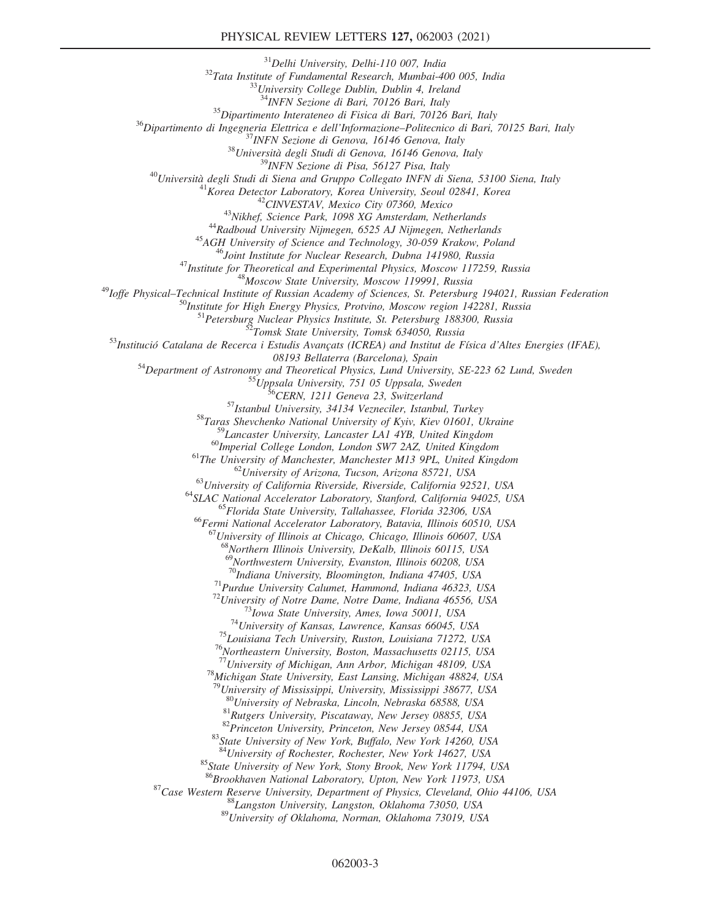[31]Delhi University, Delhi-110 007, India
[32]Tata Institute of Fundamental Research, Mumbai-400 005, India
[33]University College Dublin, Dublin 4, Ireland
[34]INFN Sezione di Bari, 70126 Bari, Italy
[35]Dipartimento Interateneo di Fisica di Bari, 70126 Bari, Italy
[36]Dipartimento di Ingegneria Elettrica e dell'Informazione–Politecnico di Bari, 70125 Bari, Italy
[37]INFN Sezione di Genova, 16146 Genova, Italy
[38]Università degli Studi di Genova, 16146 Genova, Italy
[39]INFN Sezione di Pisa, 56127 Pisa, Italy
[40]Università degli Studi di Siena and Gruppo Collegato INFN di Siena, 53100 Siena, Italy
[41]Korea Detector Laboratory, Korea University, Seoul 02841, Korea
[42]CINVESTAV, Mexico City 07360, Mexico
[43]Nikhef, Science Park, 1098 XG Amsterdam, Netherlands
[44]Radboud University Nijmegen, 6525 AJ Nijmegen, Netherlands
[45]AGH University of Science and Technology, 30-059 Krakow, Poland
[46]Joint Institute for Nuclear Research, Dubna 141980, Russia
[47]Institute for Theoretical and Experimental Physics, Moscow 117259, Russia
[48]Moscow State University, Moscow 119991, Russia
[49]Ioffe Physical–Technical Institute of Russian Academy of Sciences, St. Petersburg 194021, Russian Federation
[50]Institute for High Energy Physics, Protvino, Moscow region 142281, Russia
[51]Petersburg Nuclear Physics Institute, St. Petersburg 188300, Russia
[52]Tomsk State University, Tomsk 634050, Russia
[53]Institució Catalana de Recerca i Estudis Avançats (ICREA) and Institut de Física d'Altes Energies (IFAE), 08193 Bellaterra (Barcelona), Spain
[54]Department of Astronomy and Theoretical Physics, Lund University, SE-223 62 Lund, Sweden
[55]Uppsala University, 751 05 Uppsala, Sweden
[56]CERN, 1211 Geneva 23, Switzerland
[57]Istanbul University, 34134 Vezneciler, Istanbul, Turkey
[58]Taras Shevchenko National University of Kyiv, Kiev 01601, Ukraine
[59]Lancaster University, Lancaster LA1 4YB, United Kingdom
[60]Imperial College London, London SW7 2AZ, United Kingdom
[61]The University of Manchester, Manchester M13 9PL, United Kingdom
[62]University of Arizona, Tucson, Arizona 85721, USA
[63]University of California Riverside, Riverside, California 92521, USA
[64]SLAC National Accelerator Laboratory, Stanford, California 94025, USA
[65]Florida State University, Tallahassee, Florida 32306, USA
[66]Fermi National Accelerator Laboratory, Batavia, Illinois 60510, USA
[67]University of Illinois at Chicago, Chicago, Illinois 60607, USA
[68]Northern Illinois University, DeKalb, Illinois 60115, USA
[69]Northwestern University, Evanston, Illinois 60208, USA
[70]Indiana University, Bloomington, Indiana 47405, USA
[71]Purdue University Calumet, Hammond, Indiana 46323, USA
[72]University of Notre Dame, Notre Dame, Indiana 46556, USA
[73]Iowa State University, Ames, Iowa 50011, USA
[74]University of Kansas, Lawrence, Kansas 66045, USA
[75]Louisiana Tech University, Ruston, Louisiana 71272, USA
[76]Northeastern University, Boston, Massachusetts 02115, USA
[77]University of Michigan, Ann Arbor, Michigan 48109, USA
[78]Michigan State University, East Lansing, Michigan 48824, USA
[79]University of Mississippi, University, Mississippi 38677, USA
[80]University of Nebraska, Lincoln, Nebraska 68588, USA
[81]Rutgers University, Piscataway, New Jersey 08855, USA
[82]Princeton University, Princeton, New Jersey 08544, USA
[83]State University of New York, Buffalo, New York 14260, USA
[84]University of Rochester, Rochester, New York 14627, USA
[85]State University of New York, Stony Brook, New York 11794, USA
[86]Brookhaven National Laboratory, Upton, New York 11973, USA
[87]Case Western Reserve University, Department of Physics, Cleveland, Ohio 44106, USA
[88]Langston University, Langston, Oklahoma 73050, USA
[89]University of Oklahoma, Norman, Oklahoma 73019, USA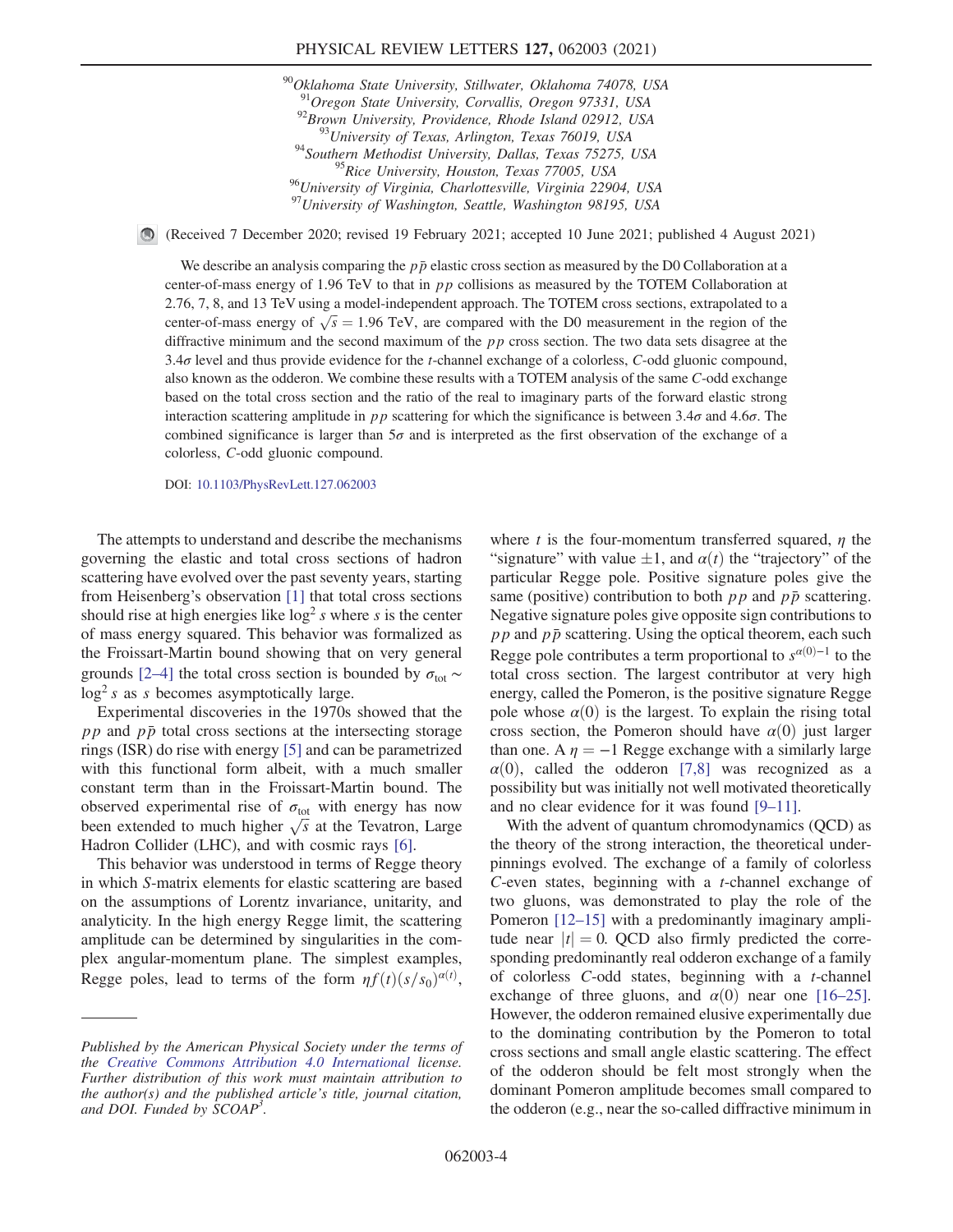[90] Oklahoma State University, Stillwater, Oklahoma 74078, USA
[91] Oregon State University, Corvallis, Oregon 97331, USA
[92] Brown University, Providence, Rhode Island 02912, USA
[93] University of Texas, Arlington, Texas 76019, USA
[94] Southern Methodist University, Dallas, Texas 75275, USA
[95] Rice University, Houston, Texas 77005, USA
[96] University of Virginia, Charlottesville, Virginia 22904, USA
[97] University of Washington, Seattle, Washington 98195, USA

(Received 7 December 2020; revised 19 February 2021; accepted 10 June 2021; published 4 August 2021)

We describe an analysis comparing the $p\bar{p}$ elastic cross section as measured by the D0 Collaboration at a center-of-mass energy of 1.96 TeV to that in $pp$ collisions as measured by the TOTEM Collaboration at 2.76, 7, 8, and 13 TeV using a model-independent approach. The TOTEM cross sections, extrapolated to a center-of-mass energy of $\sqrt{s} = 1.96$ TeV, are compared with the D0 measurement in the region of the diffractive minimum and the second maximum of the $pp$ cross section. The two data sets disagree at the $3.4\sigma$ level and thus provide evidence for the $t$-channel exchange of a colorless, $C$-odd gluonic compound, also known as the odderon. We combine these results with a TOTEM analysis of the same $C$-odd exchange based on the total cross section and the ratio of the real to imaginary parts of the forward elastic strong interaction scattering amplitude in $pp$ scattering for which the significance is between $3.4\sigma$ and $4.6\sigma$. The combined significance is larger than $5\sigma$ and is interpreted as the first observation of the exchange of a colorless, $C$-odd gluonic compound.

DOI: 10.1103/PhysRevLett.127.062003

The attempts to understand and describe the mechanisms governing the elastic and total cross sections of hadron scattering have evolved over the past seventy years, starting from Heisenberg's observation [1] that total cross sections should rise at high energies like $\log^2 s$ where $s$ is the center of mass energy squared. This behavior was formalized as the Froissart-Martin bound showing that on very general grounds [2–4] the total cross section is bounded by $\sigma_{\rm tot} \sim \log^2 s$ as $s$ becomes asymptotically large.

Experimental discoveries in the 1970s showed that the $pp$ and $p\bar{p}$ total cross sections at the intersecting storage rings (ISR) do rise with energy [5] and can be parametrized with this functional form albeit, with a much smaller constant term than in the Froissart-Martin bound. The observed experimental rise of $\sigma_{\rm tot}$ with energy has now been extended to much higher $\sqrt{s}$ at the Tevatron, Large Hadron Collider (LHC), and with cosmic rays [6].

This behavior was understood in terms of Regge theory in which $S$-matrix elements for elastic scattering are based on the assumptions of Lorentz invariance, unitarity, and analyticity. In the high energy Regge limit, the scattering amplitude can be determined by singularities in the complex angular-momentum plane. The simplest examples, Regge poles, lead to terms of the form $\eta f(t)(s/s_0)^{\alpha(t)}$, where $t$ is the four-momentum transferred squared, $\eta$ the "signature" with value $\pm 1$, and $\alpha(t)$ the "trajectory" of the particular Regge pole. Positive signature poles give the same (positive) contribution to both $pp$ and $p\bar{p}$ scattering. Negative signature poles give opposite sign contributions to $pp$ and $p\bar{p}$ scattering. Using the optical theorem, each such Regge pole contributes a term proportional to $s^{\alpha(0)-1}$ to the total cross section. The largest contributor at very high energy, called the Pomeron, is the positive signature Regge pole whose $\alpha(0)$ is the largest. To explain the rising total cross section, the Pomeron should have $\alpha(0)$ just larger than one. A $\eta = -1$ Regge exchange with a similarly large $\alpha(0)$, called the odderon [7,8] was recognized as a possibility but was initially not well motivated theoretically and no clear evidence for it was found [9–11].

With the advent of quantum chromodynamics (QCD) as the theory of the strong interaction, the theoretical underpinnings evolved. The exchange of a family of colorless $C$-even states, beginning with a $t$-channel exchange of two gluons, was demonstrated to play the role of the Pomeron [12–15] with a predominantly imaginary amplitude near $|t| = 0$. QCD also firmly predicted the corresponding predominantly real odderon exchange of a family of colorless $C$-odd states, beginning with a $t$-channel exchange of three gluons, and $\alpha(0)$ near one [16–25]. However, the odderon remained elusive experimentally due to the dominating contribution by the Pomeron to total cross sections and small angle elastic scattering. The effect of the odderon should be felt most strongly when the dominant Pomeron amplitude becomes small compared to the odderon (e.g., near the so-called diffractive minimum in

*Published by the American Physical Society under the terms of the Creative Commons Attribution 4.0 International license. Further distribution of this work must maintain attribution to the author(s) and the published article's title, journal citation, and DOI. Funded by SCOAP[3].*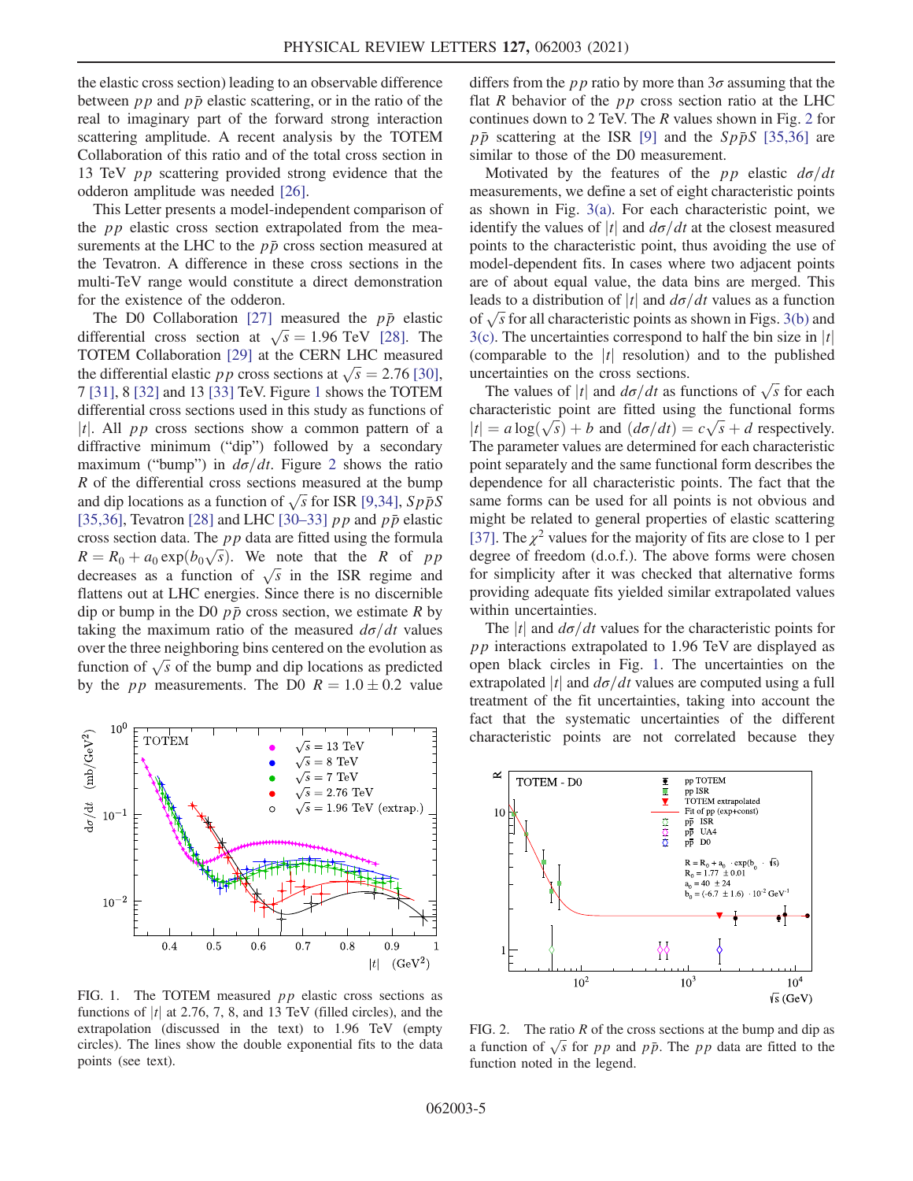the elastic cross section) leading to an observable difference between $pp$ and $p\bar{p}$ elastic scattering, or in the ratio of the real to imaginary part of the forward strong interaction scattering amplitude. A recent analysis by the TOTEM Collaboration of this ratio and of the total cross section in 13 TeV $pp$ scattering provided strong evidence that the odderon amplitude was needed [26].

This Letter presents a model-independent comparison of the $pp$ elastic cross section extrapolated from the measurements at the LHC to the $p\bar{p}$ cross section measured at the Tevatron. A difference in these cross sections in the multi-TeV range would constitute a direct demonstration for the existence of the odderon.

The D0 Collaboration [27] measured the $p\bar{p}$ elastic differential cross section at $\sqrt{s} = 1.96$ TeV [28]. The TOTEM Collaboration [29] at the CERN LHC measured the differential elastic $pp$ cross sections at $\sqrt{s} = 2.76$ [30], 7 [31], 8 [32] and 13 [33] TeV. Figure 1 shows the TOTEM differential cross sections used in this study as functions of $|t|$. All $pp$ cross sections show a common pattern of a diffractive minimum ("dip") followed by a secondary maximum ("bump") in $d\sigma/dt$. Figure 2 shows the ratio $R$ of the differential cross sections measured at the bump and dip locations as a function of $\sqrt{s}$ for ISR [9,34], $Sp\bar{p}S$ [35,36], Tevatron [28] and LHC [30–33] $pp$ and $p\bar{p}$ elastic cross section data. The $pp$ data are fitted using the formula $R = R_0 + a_0 \exp(b_0\sqrt{s})$. We note that the $R$ of $pp$ decreases as a function of $\sqrt{s}$ in the ISR regime and flattens out at LHC energies. Since there is no discernible dip or bump in the D0 $p\bar{p}$ cross section, we estimate $R$ by taking the maximum ratio of the measured $d\sigma/dt$ values over the three neighboring bins centered on the evolution as function of $\sqrt{s}$ of the bump and dip locations as predicted by the $pp$ measurements. The D0 $R = 1.0 \pm 0.2$ value differs from the $pp$ ratio by more than $3\sigma$ assuming that the flat $R$ behavior of the $pp$ cross section ratio at the LHC continues down to 2 TeV. The $R$ values shown in Fig. 2 for $p\bar{p}$ scattering at the ISR [9] and the $Sp\bar{p}S$ [35,36] are similar to those of the D0 measurement.

Motivated by the features of the $pp$ elastic $d\sigma/dt$ measurements, we define a set of eight characteristic points as shown in Fig. 3(a). For each characteristic point, we identify the values of $|t|$ and $d\sigma/dt$ at the closest measured points to the characteristic point, thus avoiding the use of model-dependent fits. In cases where two adjacent points are of about equal value, the data bins are merged. This leads to a distribution of $|t|$ and $d\sigma/dt$ values as a function of $\sqrt{s}$ for all characteristic points as shown in Figs. 3(b) and 3(c). The uncertainties correspond to half the bin size in $|t|$ (comparable to the $|t|$ resolution) and to the published uncertainties on the cross sections.

The values of $|t|$ and $d\sigma/dt$ as functions of $\sqrt{s}$ for each characteristic point are fitted using the functional forms $|t| = a\log(\sqrt{s}) + b$ and $(d\sigma/dt) = c\sqrt{s} + d$ respectively. The parameter values are determined for each characteristic point separately and the same functional form describes the dependence for all characteristic points. The fact that the same forms can be used for all points is not obvious and might be related to general properties of elastic scattering [37]. The $\chi^2$ values for the majority of fits are close to 1 per degree of freedom (d.o.f.). The above forms were chosen for simplicity after it was checked that alternative forms providing adequate fits yielded similar extrapolated values within uncertainties.

The $|t|$ and $d\sigma/dt$ values for the characteristic points for $pp$ interactions extrapolated to 1.96 TeV are displayed as open black circles in Fig. 1. The uncertainties on the extrapolated $|t|$ and $d\sigma/dt$ values are computed using a full treatment of the fit uncertainties, taking into account the fact that the systematic uncertainties of the different characteristic points are not correlated because they

FIG. 1. The TOTEM measured $pp$ elastic cross sections as functions of $|t|$ at 2.76, 7, 8, and 13 TeV (filled circles), and the extrapolation (discussed in the text) to 1.96 TeV (empty circles). The lines show the double exponential fits to the data points (see text).

FIG. 2. The ratio $R$ of the cross sections at the bump and dip as a function of $\sqrt{s}$ for $pp$ and $p\bar{p}$. The $pp$ data are fitted to the function noted in the legend.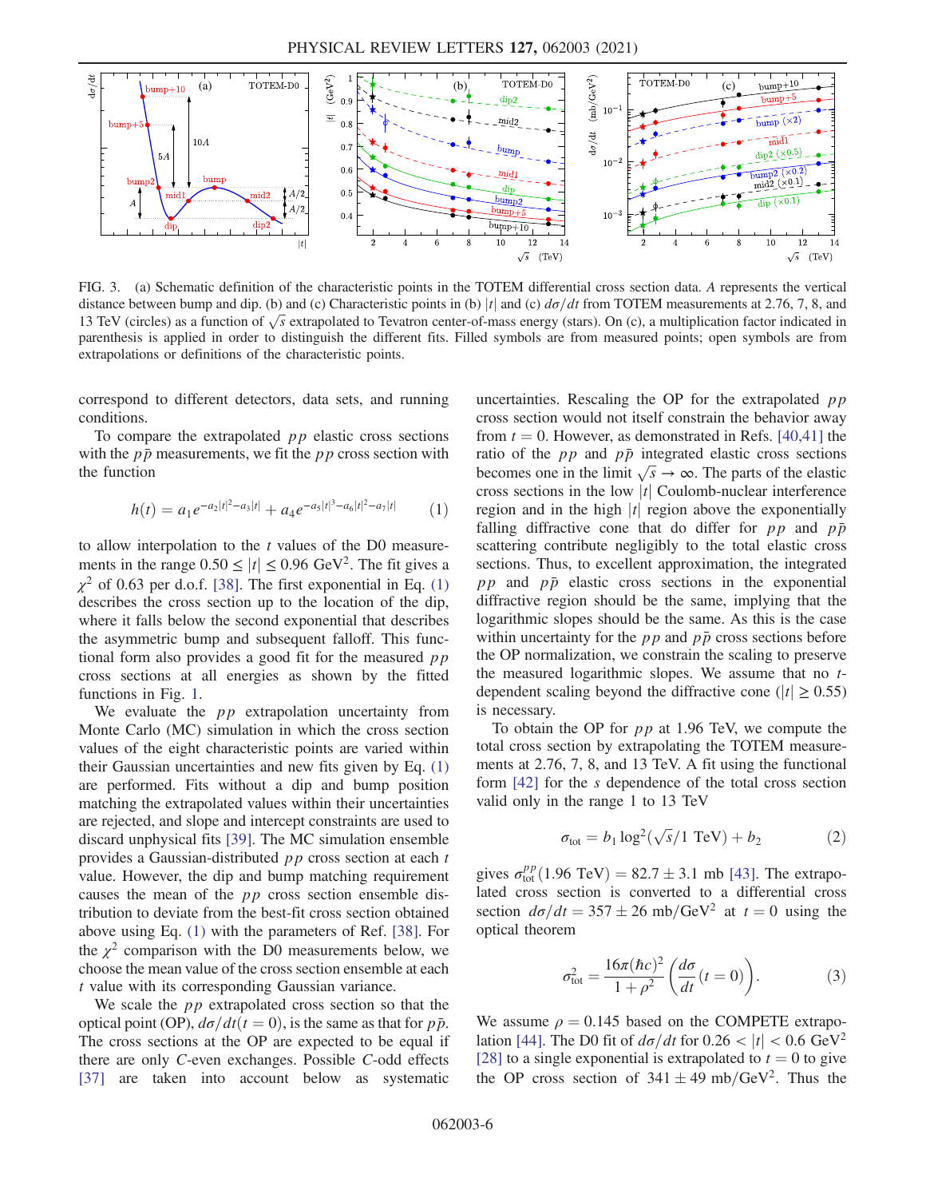FIG. 3. (a) Schematic definition of the characteristic points in the TOTEM differential cross section data. $A$ represents the vertical distance between bump and dip. (b) and (c) Characteristic points in (b) $|t|$ and (c) $d\sigma/dt$ from TOTEM measurements at 2.76, 7, 8, and 13 TeV (circles) as a function of $\sqrt{s}$ extrapolated to Tevatron center-of-mass energy (stars). On (c), a multiplication factor indicated in parenthesis is applied in order to distinguish the different fits. Filled symbols are from measured points; open symbols are from extrapolations or definitions of the characteristic points.

correspond to different detectors, data sets, and running conditions.

To compare the extrapolated $pp$ elastic cross sections with the $p\bar{p}$ measurements, we fit the $pp$ cross section with the function

$$h(t) = a_1 e^{-a_2|t|^2 - a_3|t|} + a_4 e^{-a_5|t|^3 - a_6|t|^2 - a_7|t|} \tag{1}$$

to allow interpolation to the $t$ values of the D0 measurements in the range $0.50 \leq |t| \leq 0.96$ GeV$^2$. The fit gives a $\chi^2$ of 0.63 per d.o.f. [38]. The first exponential in Eq. (1) describes the cross section up to the location of the dip, where it falls below the second exponential that describes the asymmetric bump and subsequent falloff. This functional form also provides a good fit for the measured $pp$ cross sections at all energies as shown by the fitted functions in Fig. 1.

We evaluate the $pp$ extrapolation uncertainty from Monte Carlo (MC) simulation in which the cross section values of the eight characteristic points are varied within their Gaussian uncertainties and new fits given by Eq. (1) are performed. Fits without a dip and bump position matching the extrapolated values within their uncertainties are rejected, and slope and intercept constraints are used to discard unphysical fits [39]. The MC simulation ensemble provides a Gaussian-distributed $pp$ cross section at each $t$ value. However, the dip and bump matching requirement causes the mean of the $pp$ cross section ensemble distribution to deviate from the best-fit cross section obtained above using Eq. (1) with the parameters of Ref. [38]. For the $\chi^2$ comparison with the D0 measurements below, we choose the mean value of the cross section ensemble at each $t$ value with its corresponding Gaussian variance.

We scale the $pp$ extrapolated cross section so that the optical point (OP), $d\sigma/dt(t=0)$, is the same as that for $p\bar{p}$. The cross sections at the OP are expected to be equal if there are only $C$-even exchanges. Possible $C$-odd effects [37] are taken into account below as systematic uncertainties. Rescaling the OP for the extrapolated $pp$ cross section would not itself constrain the behavior away from $t=0$. However, as demonstrated in Refs. [40,41] the ratio of the $pp$ and $p\bar{p}$ integrated elastic cross sections becomes one in the limit $\sqrt{s} \to \infty$. The parts of the elastic cross sections in the low $|t|$ Coulomb-nuclear interference region and in the high $|t|$ region above the exponentially falling diffractive cone that do differ for $pp$ and $p\bar{p}$ scattering contribute negligibly to the total elastic cross sections. Thus, to excellent approximation, the integrated $pp$ and $p\bar{p}$ elastic cross sections in the exponential diffractive region should be the same, implying that the logarithmic slopes should be the same. As this is the case within uncertainty for the $pp$ and $p\bar{p}$ cross sections before the OP normalization, we constrain the scaling to preserve the measured logarithmic slopes. We assume that no $t$-dependent scaling beyond the diffractive cone ($|t| \geq 0.55$) is necessary.

To obtain the OP for $pp$ at 1.96 TeV, we compute the total cross section by extrapolating the TOTEM measurements at 2.76, 7, 8, and 13 TeV. A fit using the functional form [42] for the $s$ dependence of the total cross section valid only in the range 1 to 13 TeV

$$\sigma_{\text{tot}} = b_1 \log^2(\sqrt{s}/1 \text{ TeV}) + b_2 \tag{2}$$

gives $\sigma_{\text{tot}}^{pp}(1.96 \text{ TeV}) = 82.7 \pm 3.1$ mb [43]. The extrapolated cross section is converted to a differential cross section $d\sigma/dt = 357 \pm 26$ mb/GeV$^2$ at $t=0$ using the optical theorem

$$\sigma_{\text{tot}}^2 = \frac{16\pi(\hbar c)^2}{1+\rho^2}\left(\frac{d\sigma}{dt}(t=0)\right). \tag{3}$$

We assume $\rho = 0.145$ based on the COMPETE extrapolation [44]. The D0 fit of $d\sigma/dt$ for $0.26 < |t| < 0.6$ GeV$^2$ [28] to a single exponential is extrapolated to $t=0$ to give the OP cross section of $341 \pm 49$ mb/GeV$^2$. Thus the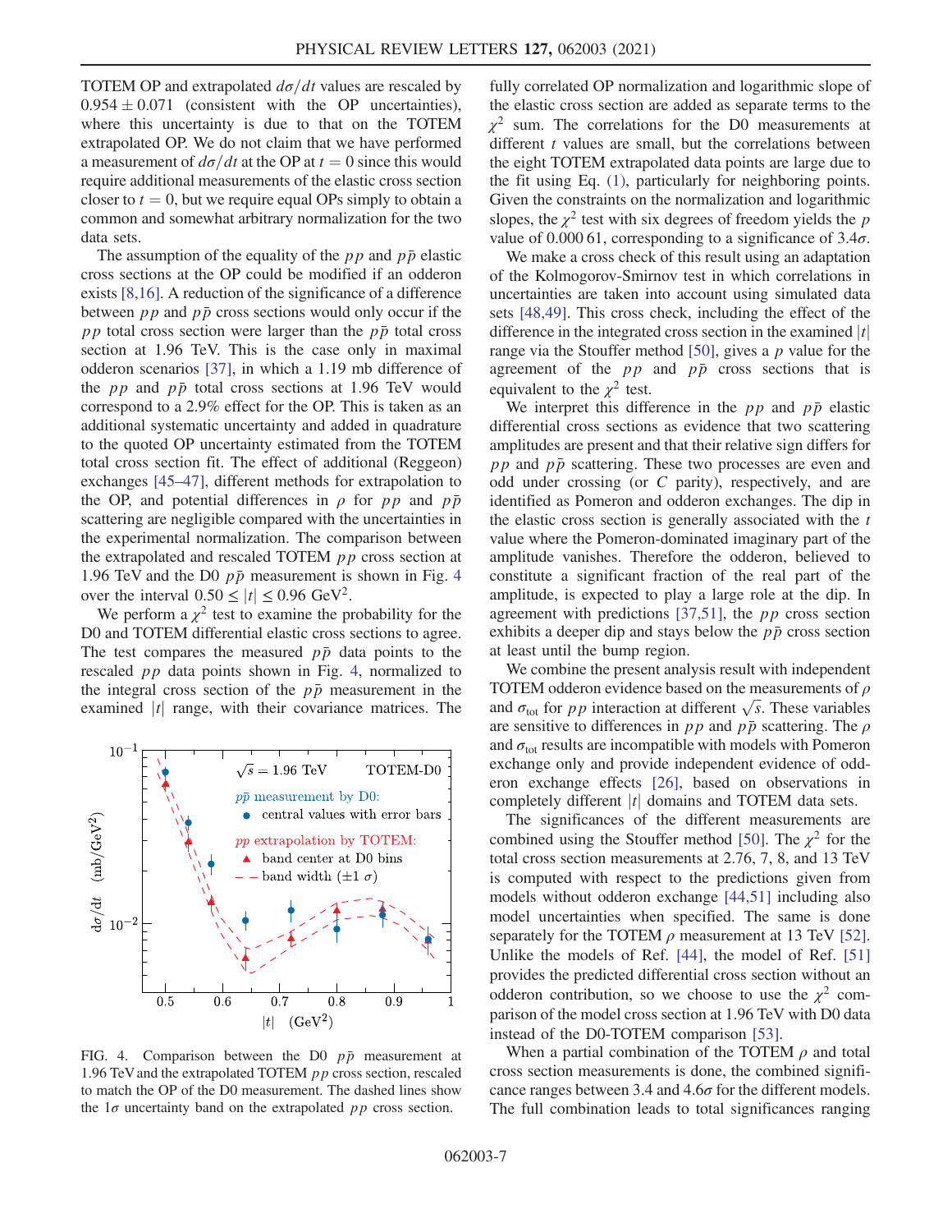TOTEM OP and extrapolated $d\sigma/dt$ values are rescaled by $0.954 \pm 0.071$ (consistent with the OP uncertainties), where this uncertainty is due to that on the TOTEM extrapolated OP. We do not claim that we have performed a measurement of $d\sigma/dt$ at the OP at $t = 0$ since this would require additional measurements of the elastic cross section closer to $t = 0$, but we require equal OPs simply to obtain a common and somewhat arbitrary normalization for the two data sets.

The assumption of the equality of the $pp$ and $p\bar{p}$ elastic cross sections at the OP could be modified if an odderon exists [8,16]. A reduction of the significance of a difference between $pp$ and $p\bar{p}$ cross sections would only occur if the $pp$ total cross section were larger than the $p\bar{p}$ total cross section at 1.96 TeV. This is the case only in maximal odderon scenarios [37], in which a 1.19 mb difference of the $pp$ and $p\bar{p}$ total cross sections at 1.96 TeV would correspond to a 2.9% effect for the OP. This is taken as an additional systematic uncertainty and added in quadrature to the quoted OP uncertainty estimated from the TOTEM total cross section fit. The effect of additional (Reggeon) exchanges [45–47], different methods for extrapolation to the OP, and potential differences in $\rho$ for $pp$ and $p\bar{p}$ scattering are negligible compared with the uncertainties in the experimental normalization. The comparison between the extrapolated and rescaled TOTEM $pp$ cross section at 1.96 TeV and the D0 $p\bar{p}$ measurement is shown in Fig. 4 over the interval $0.50 \leq |t| \leq 0.96\ \text{GeV}^2$.

We perform a $\chi^2$ test to examine the probability for the D0 and TOTEM differential elastic cross sections to agree. The test compares the measured $p\bar{p}$ data points to the rescaled $pp$ data points shown in Fig. 4, normalized to the integral cross section of the $p\bar{p}$ measurement in the examined $|t|$ range, with their covariance matrices. The fully correlated OP normalization and logarithmic slope of the elastic cross section are added as separate terms to the $\chi^2$ sum. The correlations for the D0 measurements at different $t$ values are small, but the correlations between the eight TOTEM extrapolated data points are large due to the fit using Eq. (1), particularly for neighboring points. Given the constraints on the normalization and logarithmic slopes, the $\chi^2$ test with six degrees of freedom yields the $p$ value of 0.000 61, corresponding to a significance of $3.4\sigma$.

FIG. 4. Comparison between the D0 $p\bar{p}$ measurement at 1.96 TeV and the extrapolated TOTEM $pp$ cross section, rescaled to match the OP of the D0 measurement. The dashed lines show the $1\sigma$ uncertainty band on the extrapolated $pp$ cross section.

We make a cross check of this result using an adaptation of the Kolmogorov-Smirnov test in which correlations in uncertainties are taken into account using simulated data sets [48,49]. This cross check, including the effect of the difference in the integrated cross section in the examined $|t|$ range via the Stouffer method [50], gives a $p$ value for the agreement of the $pp$ and $p\bar{p}$ cross sections that is equivalent to the $\chi^2$ test.

We interpret this difference in the $pp$ and $p\bar{p}$ elastic differential cross sections as evidence that two scattering amplitudes are present and that their relative sign differs for $pp$ and $p\bar{p}$ scattering. These two processes are even and odd under crossing (or $C$ parity), respectively, and are identified as Pomeron and odderon exchanges. The dip in the elastic cross section is generally associated with the $t$ value where the Pomeron-dominated imaginary part of the amplitude vanishes. Therefore the odderon, believed to constitute a significant fraction of the real part of the amplitude, is expected to play a large role at the dip. In agreement with predictions [37,51], the $pp$ cross section exhibits a deeper dip and stays below the $p\bar{p}$ cross section at least until the bump region.

We combine the present analysis result with independent TOTEM odderon evidence based on the measurements of $\rho$ and $\sigma_{\text{tot}}$ for $pp$ interaction at different $\sqrt{s}$. These variables are sensitive to differences in $pp$ and $p\bar{p}$ scattering. The $\rho$ and $\sigma_{\text{tot}}$ results are incompatible with models with Pomeron exchange only and provide independent evidence of odderon exchange effects [26], based on observations in completely different $|t|$ domains and TOTEM data sets.

The significances of the different measurements are combined using the Stouffer method [50]. The $\chi^2$ for the total cross section measurements at 2.76, 7, 8, and 13 TeV is computed with respect to the predictions given from models without odderon exchange [44,51] including also model uncertainties when specified. The same is done separately for the TOTEM $\rho$ measurement at 13 TeV [52]. Unlike the models of Ref. [44], the model of Ref. [51] provides the predicted differential cross section without an odderon contribution, so we choose to use the $\chi^2$ comparison of the model cross section at 1.96 TeV with D0 data instead of the D0-TOTEM comparison [53].

When a partial combination of the TOTEM $\rho$ and total cross section measurements is done, the combined significance ranges between 3.4 and $4.6\sigma$ for the different models. The full combination leads to total significances ranging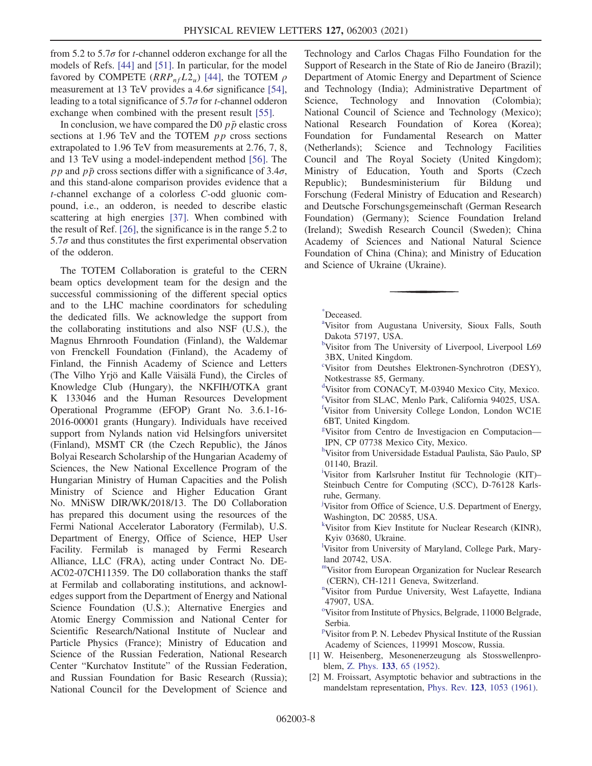from 5.2 to 5.7$\sigma$ for $t$-channel odderon exchange for all the models of Refs. [44] and [51]. In particular, for the model favored by COMPETE ($RRP_{nf}L2_u$) [44], the TOTEM $\rho$ measurement at 13 TeV provides a 4.6$\sigma$ significance [54], leading to a total significance of 5.7$\sigma$ for $t$-channel odderon exchange when combined with the present result [55].

In conclusion, we have compared the D0 $p\bar{p}$ elastic cross sections at 1.96 TeV and the TOTEM $pp$ cross sections extrapolated to 1.96 TeV from measurements at 2.76, 7, 8, and 13 TeV using a model-independent method [56]. The $pp$ and $p\bar{p}$ cross sections differ with a significance of 3.4$\sigma$, and this stand-alone comparison provides evidence that a $t$-channel exchange of a colorless $C$-odd gluonic compound, i.e., an odderon, is needed to describe elastic scattering at high energies [37]. When combined with the result of Ref. [26], the significance is in the range 5.2 to 5.7$\sigma$ and thus constitutes the first experimental observation of the odderon.

The TOTEM Collaboration is grateful to the CERN beam optics development team for the design and the successful commissioning of the different special optics and to the LHC machine coordinators for scheduling the dedicated fills. We acknowledge the support from the collaborating institutions and also NSF (U.S.), the Magnus Ehrnrooth Foundation (Finland), the Waldemar von Frenckell Foundation (Finland), the Academy of Finland, the Finnish Academy of Science and Letters (The Vilho Yrjö and Kalle Väisälä Fund), the Circles of Knowledge Club (Hungary), the NKFIH/OTKA grant K 133046 and the Human Resources Development Operational Programme (EFOP) Grant No. 3.6.1-16-2016-00001 grants (Hungary). Individuals have received support from Nylands nation vid Helsingfors universitet (Finland), MSMT CR (the Czech Republic), the János Bolyai Research Scholarship of the Hungarian Academy of Sciences, the New National Excellence Program of the Hungarian Ministry of Human Capacities and the Polish Ministry of Science and Higher Education Grant No. MNiSW DIR/WK/2018/13. The D0 Collaboration has prepared this document using the resources of the Fermi National Accelerator Laboratory (Fermilab), U.S. Department of Energy, Office of Science, HEP User Facility. Fermilab is managed by Fermi Research Alliance, LLC (FRA), acting under Contract No. DE-AC02-07CH11359. The D0 collaboration thanks the staff at Fermilab and collaborating institutions, and acknowledges support from the Department of Energy and National Science Foundation (U.S.); Alternative Energies and Atomic Energy Commission and National Center for Scientific Research/National Institute of Nuclear and Particle Physics (France); Ministry of Education and Science of the Russian Federation, National Research Center "Kurchatov Institute" of the Russian Federation, and Russian Foundation for Basic Research (Russia); National Council for the Development of Science and Technology and Carlos Chagas Filho Foundation for the Support of Research in the State of Rio de Janeiro (Brazil); Department of Atomic Energy and Department of Science and Technology (India); Administrative Department of Science, Technology and Innovation (Colombia); National Council of Science and Technology (Mexico); National Research Foundation of Korea (Korea); Foundation for Fundamental Research on Matter (Netherlands); Science and Technology Facilities Council and The Royal Society (United Kingdom); Ministry of Education, Youth and Sports (Czech Republic); Bundesministerium für Bildung und Forschung (Federal Ministry of Education and Research) and Deutsche Forschungsgemeinschaft (German Research Foundation) (Germany); Science Foundation Ireland (Ireland); Swedish Research Council (Sweden); China Academy of Sciences and National Natural Science Foundation of China (China); and Ministry of Education and Science of Ukraine (Ukraine).

---

[*] Deceased.

[a] Visitor from Augustana University, Sioux Falls, South Dakota 57197, USA.

[b] Visitor from The University of Liverpool, Liverpool L69 3BX, United Kingdom.

[c] Visitor from Deutshes Elektronen-Synchrotron (DESY), Notkestrasse 85, Germany.

[d] Visitor from CONACyT, M-03940 Mexico City, Mexico.

[e] Visitor from SLAC, Menlo Park, California 94025, USA.

[f] Visitor from University College London, London WC1E 6BT, United Kingdom.

[g] Visitor from Centro de Investigacion en Computacion—IPN, CP 07738 Mexico City, Mexico.

[h] Visitor from Universidade Estadual Paulista, São Paulo, SP 01140, Brazil.

[i] Visitor from Karlsruher Institut für Technologie (KIT)–Steinbuch Centre for Computing (SCC), D-76128 Karlsruhe, Germany.

[j] Visitor from Office of Science, U.S. Department of Energy, Washington, DC 20585, USA.

[k] Visitor from Kiev Institute for Nuclear Research (KINR), Kyiv 03680, Ukraine.

[l] Visitor from University of Maryland, College Park, Maryland 20742, USA.

[m] Visitor from European Organization for Nuclear Research (CERN), CH-1211 Geneva, Switzerland.

[n] Visitor from Purdue University, West Lafayette, Indiana 47907, USA.

[o] Visitor from Institute of Physics, Belgrade, 11000 Belgrade, Serbia.

[p] Visitor from P. N. Lebedev Physical Institute of the Russian Academy of Sciences, 119991 Moscow, Russia.

[1] W. Heisenberg, Mesonenerzeugung als Stosswellenproblem, Z. Phys. **133**, 65 (1952).

[2] M. Froissart, Asymptotic behavior and subtractions in the mandelstam representation, Phys. Rev. **123**, 1053 (1961).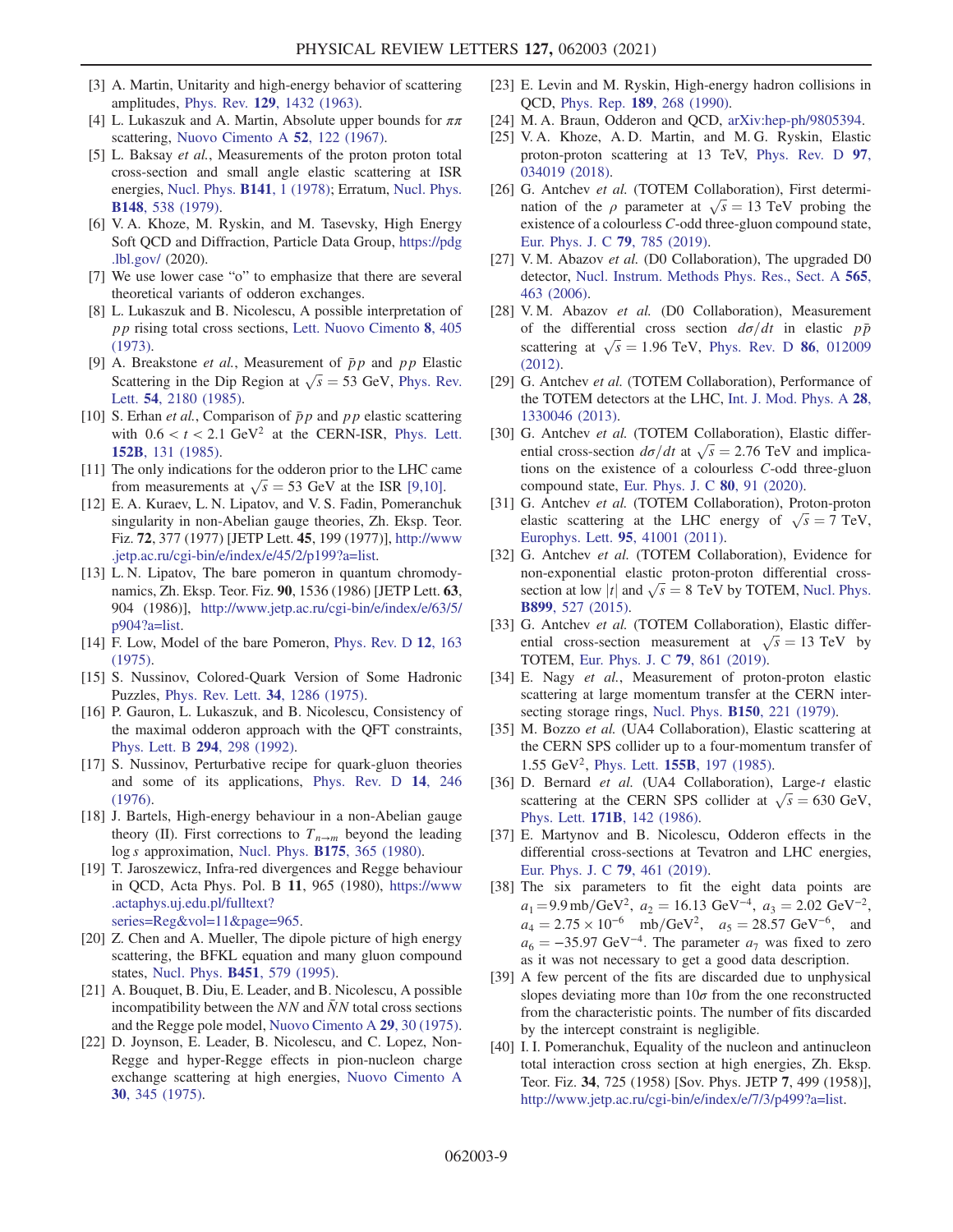[3] A. Martin, Unitarity and high-energy behavior of scattering amplitudes, Phys. Rev. **129**, 1432 (1963).

[4] L. Lukaszuk and A. Martin, Absolute upper bounds for $\pi\pi$ scattering, Nuovo Cimento A **52**, 122 (1967).

[5] L. Baksay *et al.*, Measurements of the proton proton total cross-section and small angle elastic scattering at ISR energies, Nucl. Phys. **B141**, 1 (1978); Erratum, Nucl. Phys. **B148**, 538 (1979).

[6] V. A. Khoze, M. Ryskin, and M. Tasevsky, High Energy Soft QCD and Diffraction, Particle Data Group, https://pdg.lbl.gov/ (2020).

[7] We use lower case "o" to emphasize that there are several theoretical variants of odderon exchanges.

[8] L. Lukaszuk and B. Nicolescu, A possible interpretation of $pp$ rising total cross sections, Lett. Nuovo Cimento **8**, 405 (1973).

[9] A. Breakstone *et al.*, Measurement of $\bar{p}p$ and $pp$ Elastic Scattering in the Dip Region at $\sqrt{s} = 53$ GeV, Phys. Rev. Lett. **54**, 2180 (1985).

[10] S. Erhan *et al.*, Comparison of $\bar{p}p$ and $pp$ elastic scattering with $0.6 < t < 2.1$ GeV$^2$ at the CERN-ISR, Phys. Lett. **152B**, 131 (1985).

[11] The only indications for the odderon prior to the LHC came from measurements at $\sqrt{s} = 53$ GeV at the ISR [9,10].

[12] E. A. Kuraev, L. N. Lipatov, and V. S. Fadin, Pomeranchuk singularity in non-Abelian gauge theories, Zh. Eksp. Teor. Fiz. **72**, 377 (1977) [JETP Lett. **45**, 199 (1977)], http://www.jetp.ac.ru/cgi-bin/e/index/e/45/2/p199?a=list.

[13] L. N. Lipatov, The bare pomeron in quantum chromodynamics, Zh. Eksp. Teor. Fiz. **90**, 1536 (1986) [JETP Lett. **63**, 904 (1986)], http://www.jetp.ac.ru/cgi-bin/e/index/e/63/5/p904?a=list.

[14] F. Low, Model of the bare Pomeron, Phys. Rev. D **12**, 163 (1975).

[15] S. Nussinov, Colored-Quark Version of Some Hadronic Puzzles, Phys. Rev. Lett. **34**, 1286 (1975).

[16] P. Gauron, L. Lukaszuk, and B. Nicolescu, Consistency of the maximal odderon approach with the QFT constraints, Phys. Lett. B **294**, 298 (1992).

[17] S. Nussinov, Perturbative recipe for quark-gluon theories and some of its applications, Phys. Rev. D **14**, 246 (1976).

[18] J. Bartels, High-energy behaviour in a non-Abelian gauge theory (II). First corrections to $T_{n\to m}$ beyond the leading $\log s$ approximation, Nucl. Phys. **B175**, 365 (1980).

[19] T. Jaroszewicz, Infra-red divergences and Regge behaviour in QCD, Acta Phys. Pol. B **11**, 965 (1980), https://www.actaphys.uj.edu.pl/fulltext?series=Reg&vol=11&page=965.

[20] Z. Chen and A. Mueller, The dipole picture of high energy scattering, the BFKL equation and many gluon compound states, Nucl. Phys. **B451**, 579 (1995).

[21] A. Bouquet, B. Diu, E. Leader, and B. Nicolescu, A possible incompatibility between the $NN$ and $\bar{N}N$ total cross sections and the Regge pole model, Nuovo Cimento A **29**, 30 (1975).

[22] D. Joynson, E. Leader, B. Nicolescu, and C. Lopez, Non-Regge and hyper-Regge effects in pion-nucleon charge exchange scattering at high energies, Nuovo Cimento A **30**, 345 (1975).

[23] E. Levin and M. Ryskin, High-energy hadron collisions in QCD, Phys. Rep. **189**, 268 (1990).

[24] M. A. Braun, Odderon and QCD, arXiv:hep-ph/9805394.

[25] V. A. Khoze, A. D. Martin, and M. G. Ryskin, Elastic proton-proton scattering at 13 TeV, Phys. Rev. D **97**, 034019 (2018).

[26] G. Antchev *et al.* (TOTEM Collaboration), First determination of the $\rho$ parameter at $\sqrt{s} = 13$ TeV probing the existence of a colourless $C$-odd three-gluon compound state, Eur. Phys. J. C **79**, 785 (2019).

[27] V. M. Abazov *et al.* (D0 Collaboration), The upgraded D0 detector, Nucl. Instrum. Methods Phys. Res., Sect. A **565**, 463 (2006).

[28] V. M. Abazov *et al.* (D0 Collaboration), Measurement of the differential cross section $d\sigma/dt$ in elastic $p\bar{p}$ scattering at $\sqrt{s} = 1.96$ TeV, Phys. Rev. D **86**, 012009 (2012).

[29] G. Antchev *et al.* (TOTEM Collaboration), Performance of the TOTEM detectors at the LHC, Int. J. Mod. Phys. A **28**, 1330046 (2013).

[30] G. Antchev *et al.* (TOTEM Collaboration), Elastic differential cross-section $d\sigma/dt$ at $\sqrt{s} = 2.76$ TeV and implications on the existence of a colourless $C$-odd three-gluon compound state, Eur. Phys. J. C **80**, 91 (2020).

[31] G. Antchev *et al.* (TOTEM Collaboration), Proton-proton elastic scattering at the LHC energy of $\sqrt{s} = 7$ TeV, Europhys. Lett. **95**, 41001 (2011).

[32] G. Antchev *et al.* (TOTEM Collaboration), Evidence for non-exponential elastic proton-proton differential cross-section at low $|t|$ and $\sqrt{s} = 8$ TeV by TOTEM, Nucl. Phys. **B899**, 527 (2015).

[33] G. Antchev *et al.* (TOTEM Collaboration), Elastic differential cross-section measurement at $\sqrt{s} = 13$ TeV by TOTEM, Eur. Phys. J. C **79**, 861 (2019).

[34] E. Nagy *et al.*, Measurement of proton-proton elastic scattering at large momentum transfer at the CERN intersecting storage rings, Nucl. Phys. **B150**, 221 (1979).

[35] M. Bozzo *et al.* (UA4 Collaboration), Elastic scattering at the CERN SPS collider up to a four-momentum transfer of 1.55 GeV$^2$, Phys. Lett. **155B**, 197 (1985).

[36] D. Bernard *et al.* (UA4 Collaboration), Large-$t$ elastic scattering at the CERN SPS collider at $\sqrt{s} = 630$ GeV, Phys. Lett. **171B**, 142 (1986).

[37] E. Martynov and B. Nicolescu, Odderon effects in the differential cross-sections at Tevatron and LHC energies, Eur. Phys. J. C **79**, 461 (2019).

[38] The six parameters to fit the eight data points are $a_1 = 9.9$ mb/GeV$^2$, $a_2 = 16.13$ GeV$^{-4}$, $a_3 = 2.02$ GeV$^{-2}$, $a_4 = 2.75 \times 10^{-6}$ mb/GeV$^2$, $a_5 = 28.57$ GeV$^{-6}$, and $a_6 = -35.97$ GeV$^{-4}$. The parameter $a_7$ was fixed to zero as it was not necessary to get a good data description.

[39] A few percent of the fits are discarded due to unphysical slopes deviating more than $10\sigma$ from the one reconstructed from the characteristic points. The number of fits discarded by the intercept constraint is negligible.

[40] I. I. Pomeranchuk, Equality of the nucleon and antinucleon total interaction cross section at high energies, Zh. Eksp. Teor. Fiz. **34**, 725 (1958) [Sov. Phys. JETP **7**, 499 (1958)], http://www.jetp.ac.ru/cgi-bin/e/index/e/7/3/p499?a=list.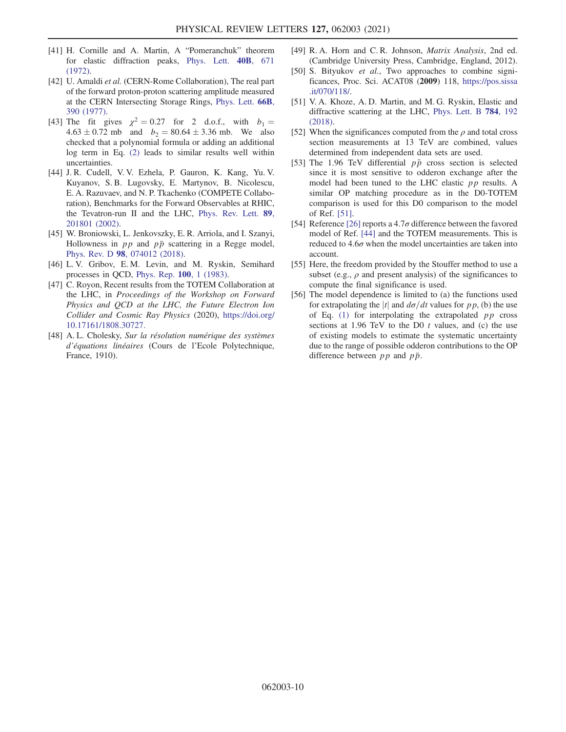[41] H. Cornille and A. Martin, A "Pomeranchuk" theorem for elastic diffraction peaks, Phys. Lett. **40B**, 671 (1972).

[42] U. Amaldi *et al.* (CERN-Rome Collaboration), The real part of the forward proton-proton scattering amplitude measured at the CERN Intersecting Storage Rings, Phys. Lett. **66B**, 390 (1977).

[43] The fit gives $\chi^2 = 0.27$ for 2 d.o.f., with $b_1 = 4.63 \pm 0.72$ mb and $b_2 = 80.64 \pm 3.36$ mb. We also checked that a polynomial formula or adding an additional log term in Eq. (2) leads to similar results well within uncertainties.

[44] J. R. Cudell, V. V. Ezhela, P. Gauron, K. Kang, Yu. V. Kuyanov, S. B. Lugovsky, E. Martynov, B. Nicolescu, E. A. Razuvaev, and N. P. Tkachenko (COMPETE Collaboration), Benchmarks for the Forward Observables at RHIC, the Tevatron-run II and the LHC, Phys. Rev. Lett. **89**, 201801 (2002).

[45] W. Broniowski, L. Jenkovszky, E. R. Arriola, and I. Szanyi, Hollowness in $pp$ and $p\bar{p}$ scattering in a Regge model, Phys. Rev. D **98**, 074012 (2018).

[46] L. V. Gribov, E. M. Levin, and M. Ryskin, Semihard processes in QCD, Phys. Rep. **100**, 1 (1983).

[47] C. Royon, Recent results from the TOTEM Collaboration at the LHC, in *Proceedings of the Workshop on Forward Physics and QCD at the LHC, the Future Electron Ion Collider and Cosmic Ray Physics* (2020), https://doi.org/10.17161/1808.30727.

[48] A. L. Cholesky, *Sur la résolution numérique des systèmes d'équations linéaires* (Cours de l'Ecole Polytechnique, France, 1910).

[49] R. A. Horn and C. R. Johnson, *Matrix Analysis*, 2nd ed. (Cambridge University Press, Cambridge, England, 2012).

[50] S. Bityukov *et al.*, Two approaches to combine significances, Proc. Sci. ACAT08 (**2009**) 118, https://pos.sissa.it/070/118/.

[51] V. A. Khoze, A. D. Martin, and M. G. Ryskin, Elastic and diffractive scattering at the LHC, Phys. Lett. B **784**, 192 (2018).

[52] When the significances computed from the $\rho$ and total cross section measurements at 13 TeV are combined, values determined from independent data sets are used.

[53] The 1.96 TeV differential $p\bar{p}$ cross section is selected since it is most sensitive to odderon exchange after the model had been tuned to the LHC elastic $pp$ results. A similar OP matching procedure as in the D0-TOTEM comparison is used for this D0 comparison to the model of Ref. [51].

[54] Reference [26] reports a $4.7\sigma$ difference between the favored model of Ref. [44] and the TOTEM measurements. This is reduced to $4.6\sigma$ when the model uncertainties are taken into account.

[55] Here, the freedom provided by the Stouffer method to use a subset (e.g., $\rho$ and present analysis) of the significances to compute the final significance is used.

[56] The model dependence is limited to (a) the functions used for extrapolating the $|t|$ and $d\sigma/dt$ values for $pp$, (b) the use of Eq. (1) for interpolating the extrapolated $pp$ cross sections at 1.96 TeV to the D0 $t$ values, and (c) the use of existing models to estimate the systematic uncertainty due to the range of possible odderon contributions to the OP difference between $pp$ and $p\bar{p}$.